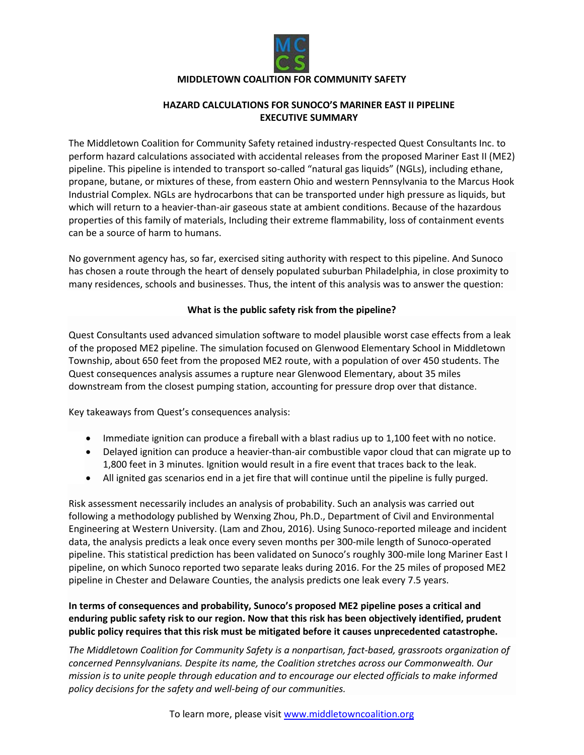MC
CS

**MIDDLETOWN COALITION FOR COMMUNITY SAFETY**

## HAZARD CALCULATIONS FOR SUNOCO'S MARINER EAST II PIPELINE
## EXECUTIVE SUMMARY

The Middletown Coalition for Community Safety retained industry-respected Quest Consultants Inc. to perform hazard calculations associated with accidental releases from the proposed Mariner East II (ME2) pipeline. This pipeline is intended to transport so-called "natural gas liquids" (NGLs), including ethane, propane, butane, or mixtures of these, from eastern Ohio and western Pennsylvania to the Marcus Hook Industrial Complex. NGLs are hydrocarbons that can be transported under high pressure as liquids, but which will return to a heavier-than-air gaseous state at ambient conditions. Because of the hazardous properties of this family of materials, Including their extreme flammability, loss of containment events can be a source of harm to humans.

No government agency has, so far, exercised siting authority with respect to this pipeline. And Sunoco has chosen a route through the heart of densely populated suburban Philadelphia, in close proximity to many residences, schools and businesses. Thus, the intent of this analysis was to answer the question:

**What is the public safety risk from the pipeline?**

Quest Consultants used advanced simulation software to model plausible worst case effects from a leak of the proposed ME2 pipeline. The simulation focused on Glenwood Elementary School in Middletown Township, about 650 feet from the proposed ME2 route, with a population of over 450 students. The Quest consequences analysis assumes a rupture near Glenwood Elementary, about 35 miles downstream from the closest pumping station, accounting for pressure drop over that distance.

Key takeaways from Quest's consequences analysis:

- Immediate ignition can produce a fireball with a blast radius up to 1,100 feet with no notice.
- Delayed ignition can produce a heavier-than-air combustible vapor cloud that can migrate up to 1,800 feet in 3 minutes. Ignition would result in a fire event that traces back to the leak.
- All ignited gas scenarios end in a jet fire that will continue until the pipeline is fully purged.

Risk assessment necessarily includes an analysis of probability. Such an analysis was carried out following a methodology published by Wenxing Zhou, Ph.D., Department of Civil and Environmental Engineering at Western University. (Lam and Zhou, 2016). Using Sunoco-reported mileage and incident data, the analysis predicts a leak once every seven months per 300-mile length of Sunoco-operated pipeline. This statistical prediction has been validated on Sunoco's roughly 300-mile long Mariner East I pipeline, on which Sunoco reported two separate leaks during 2016. For the 25 miles of proposed ME2 pipeline in Chester and Delaware Counties, the analysis predicts one leak every 7.5 years.

**In terms of consequences and probability, Sunoco's proposed ME2 pipeline poses a critical and enduring public safety risk to our region. Now that this risk has been objectively identified, prudent public policy requires that this risk must be mitigated before it causes unprecedented catastrophe.**

*The Middletown Coalition for Community Safety is a nonpartisan, fact-based, grassroots organization of concerned Pennsylvanians. Despite its name, the Coalition stretches across our Commonwealth. Our mission is to unite people through education and to encourage our elected officials to make informed policy decisions for the safety and well-being of our communities.*

To learn more, please visit [www.middletowncoalition.org](http://www.middletowncoalition.org)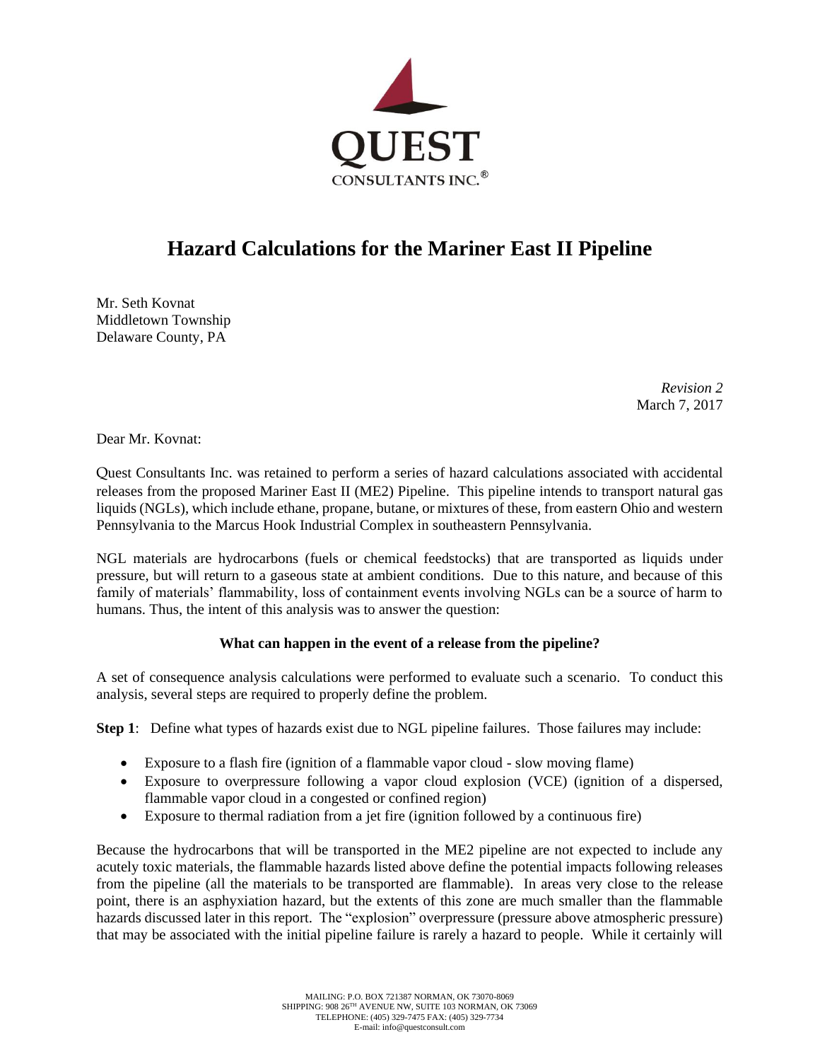QUEST
CONSULTANTS INC.®

# Hazard Calculations for the Mariner East II Pipeline

Mr. Seth Kovnat
Middletown Township
Delaware County, PA

*Revision 2*
March 7, 2017

Dear Mr. Kovnat:

Quest Consultants Inc. was retained to perform a series of hazard calculations associated with accidental releases from the proposed Mariner East II (ME2) Pipeline. This pipeline intends to transport natural gas liquids (NGLs), which include ethane, propane, butane, or mixtures of these, from eastern Ohio and western Pennsylvania to the Marcus Hook Industrial Complex in southeastern Pennsylvania.

NGL materials are hydrocarbons (fuels or chemical feedstocks) that are transported as liquids under pressure, but will return to a gaseous state at ambient conditions. Due to this nature, and because of this family of materials' flammability, loss of containment events involving NGLs can be a source of harm to humans. Thus, the intent of this analysis was to answer the question:

**What can happen in the event of a release from the pipeline?**

A set of consequence analysis calculations were performed to evaluate such a scenario. To conduct this analysis, several steps are required to properly define the problem.

**Step 1**: Define what types of hazards exist due to NGL pipeline failures. Those failures may include:

- Exposure to a flash fire (ignition of a flammable vapor cloud - slow moving flame)
- Exposure to overpressure following a vapor cloud explosion (VCE) (ignition of a dispersed, flammable vapor cloud in a congested or confined region)
- Exposure to thermal radiation from a jet fire (ignition followed by a continuous fire)

Because the hydrocarbons that will be transported in the ME2 pipeline are not expected to include any acutely toxic materials, the flammable hazards listed above define the potential impacts following releases from the pipeline (all the materials to be transported are flammable). In areas very close to the release point, there is an asphyxiation hazard, but the extents of this zone are much smaller than the flammable hazards discussed later in this report. The "explosion" overpressure (pressure above atmospheric pressure) that may be associated with the initial pipeline failure is rarely a hazard to people. While it certainly will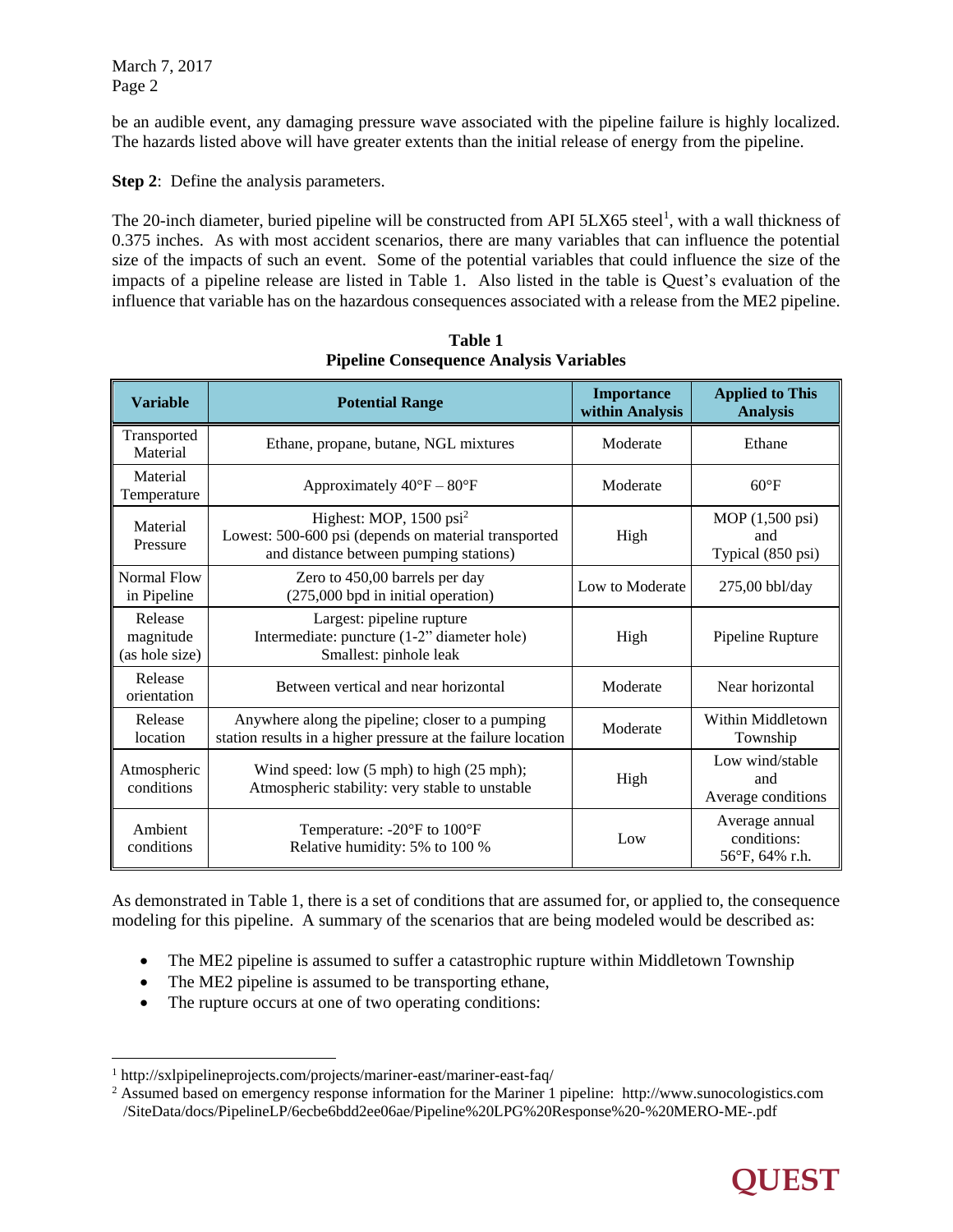be an audible event, any damaging pressure wave associated with the pipeline failure is highly localized. The hazards listed above will have greater extents than the initial release of energy from the pipeline.

**Step 2**: Define the analysis parameters.

The 20-inch diameter, buried pipeline will be constructed from API 5LX65 steel[1], with a wall thickness of 0.375 inches. As with most accident scenarios, there are many variables that can influence the potential size of the impacts of such an event. Some of the potential variables that could influence the size of the impacts of a pipeline release are listed in Table 1. Also listed in the table is Quest's evaluation of the influence that variable has on the hazardous consequences associated with a release from the ME2 pipeline.

**Table 1**
**Pipeline Consequence Analysis Variables**

| Variable | Potential Range | Importance within Analysis | Applied to This Analysis |
|---|---|---|---|
| Transported Material | Ethane, propane, butane, NGL mixtures | Moderate | Ethane |
| Material Temperature | Approximately 40°F – 80°F | Moderate | 60°F |
| Material Pressure | Highest: MOP, 1500 psi[2]<br>Lowest: 500-600 psi (depends on material transported and distance between pumping stations) | High | MOP (1,500 psi) and Typical (850 psi) |
| Normal Flow in Pipeline | Zero to 450,00 barrels per day (275,000 bpd in initial operation) | Low to Moderate | 275,00 bbl/day |
| Release magnitude (as hole size) | Largest: pipeline rupture<br>Intermediate: puncture (1-2" diameter hole)<br>Smallest: pinhole leak | High | Pipeline Rupture |
| Release orientation | Between vertical and near horizontal | Moderate | Near horizontal |
| Release location | Anywhere along the pipeline; closer to a pumping station results in a higher pressure at the failure location | Moderate | Within Middletown Township |
| Atmospheric conditions | Wind speed: low (5 mph) to high (25 mph);<br>Atmospheric stability: very stable to unstable | High | Low wind/stable and Average conditions |
| Ambient conditions | Temperature: -20°F to 100°F<br>Relative humidity: 5% to 100 % | Low | Average annual conditions: 56°F, 64% r.h. |

As demonstrated in Table 1, there is a set of conditions that are assumed for, or applied to, the consequence modeling for this pipeline. A summary of the scenarios that are being modeled would be described as:

- The ME2 pipeline is assumed to suffer a catastrophic rupture within Middletown Township
- The ME2 pipeline is assumed to be transporting ethane,
- The rupture occurs at one of two operating conditions:

[1] http://sxlpipelineprojects.com/projects/mariner-east/mariner-east-faq/

[2] Assumed based on emergency response information for the Mariner 1 pipeline: http://www.sunocologistics.com /SiteData/docs/PipelineLP/6ecbe6bdd2ee06ae/Pipeline%20LPG%20Response%20-%20MERO-ME-.pdf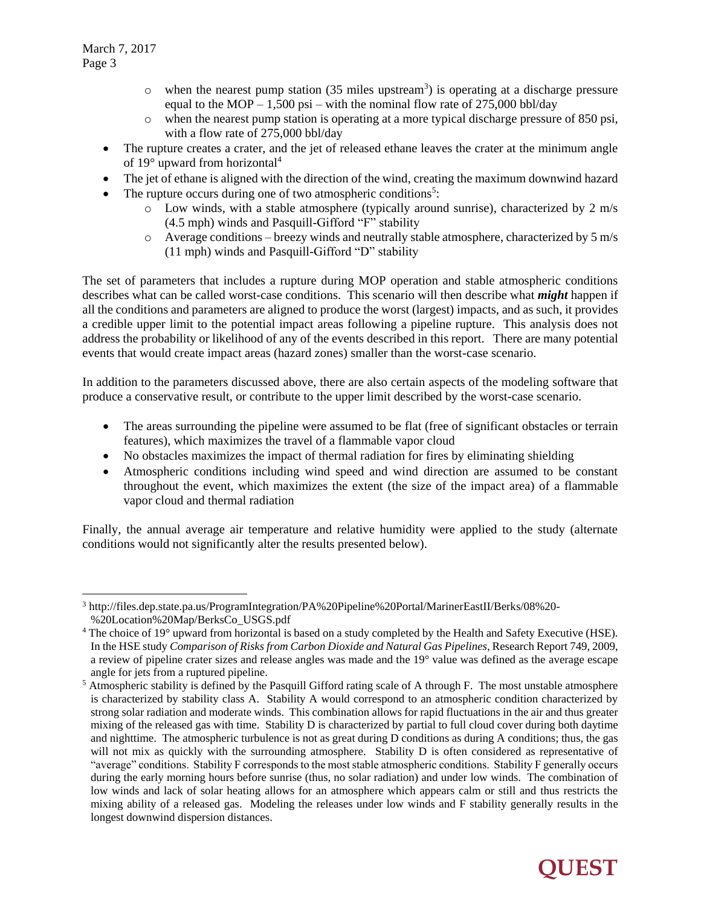- when the nearest pump station (35 miles upstream[3]) is operating at a discharge pressure equal to the MOP – 1,500 psi – with the nominal flow rate of 275,000 bbl/day
    - when the nearest pump station is operating at a more typical discharge pressure of 850 psi, with a flow rate of 275,000 bbl/day
- The rupture creates a crater, and the jet of released ethane leaves the crater at the minimum angle of 19° upward from horizontal[4]
- The jet of ethane is aligned with the direction of the wind, creating the maximum downwind hazard
- The rupture occurs during one of two atmospheric conditions[5]:
    - Low winds, with a stable atmosphere (typically around sunrise), characterized by 2 m/s (4.5 mph) winds and Pasquill-Gifford "F" stability
    - Average conditions – breezy winds and neutrally stable atmosphere, characterized by 5 m/s (11 mph) winds and Pasquill-Gifford "D" stability

The set of parameters that includes a rupture during MOP operation and stable atmospheric conditions describes what can be called worst-case conditions. This scenario will then describe what ***might*** happen if all the conditions and parameters are aligned to produce the worst (largest) impacts, and as such, it provides a credible upper limit to the potential impact areas following a pipeline rupture. This analysis does not address the probability or likelihood of any of the events described in this report. There are many potential events that would create impact areas (hazard zones) smaller than the worst-case scenario.

In addition to the parameters discussed above, there are also certain aspects of the modeling software that produce a conservative result, or contribute to the upper limit described by the worst-case scenario.

- The areas surrounding the pipeline were assumed to be flat (free of significant obstacles or terrain features), which maximizes the travel of a flammable vapor cloud
- No obstacles maximizes the impact of thermal radiation for fires by eliminating shielding
- Atmospheric conditions including wind speed and wind direction are assumed to be constant throughout the event, which maximizes the extent (the size of the impact area) of a flammable vapor cloud and thermal radiation

Finally, the annual average air temperature and relative humidity were applied to the study (alternate conditions would not significantly alter the results presented below).

---

[3] http://files.dep.state.pa.us/ProgramIntegration/PA%20Pipeline%20Portal/MarinerEastII/Berks/08%20-%20Location%20Map/BerksCo_USGS.pdf

[4] The choice of 19° upward from horizontal is based on a study completed by the Health and Safety Executive (HSE). In the HSE study *Comparison of Risks from Carbon Dioxide and Natural Gas Pipelines*, Research Report 749, 2009, a review of pipeline crater sizes and release angles was made and the 19° value was defined as the average escape angle for jets from a ruptured pipeline.

[5] Atmospheric stability is defined by the Pasquill Gifford rating scale of A through F. The most unstable atmosphere is characterized by stability class A. Stability A would correspond to an atmospheric condition characterized by strong solar radiation and moderate winds. This combination allows for rapid fluctuations in the air and thus greater mixing of the released gas with time. Stability D is characterized by partial to full cloud cover during both daytime and nighttime. The atmospheric turbulence is not as great during D conditions as during A conditions; thus, the gas will not mix as quickly with the surrounding atmosphere. Stability D is often considered as representative of "average" conditions. Stability F corresponds to the most stable atmospheric conditions. Stability F generally occurs during the early morning hours before sunrise (thus, no solar radiation) and under low winds. The combination of low winds and lack of solar heating allows for an atmosphere which appears calm or still and thus restricts the mixing ability of a released gas. Modeling the releases under low winds and F stability generally results in the longest downwind dispersion distances.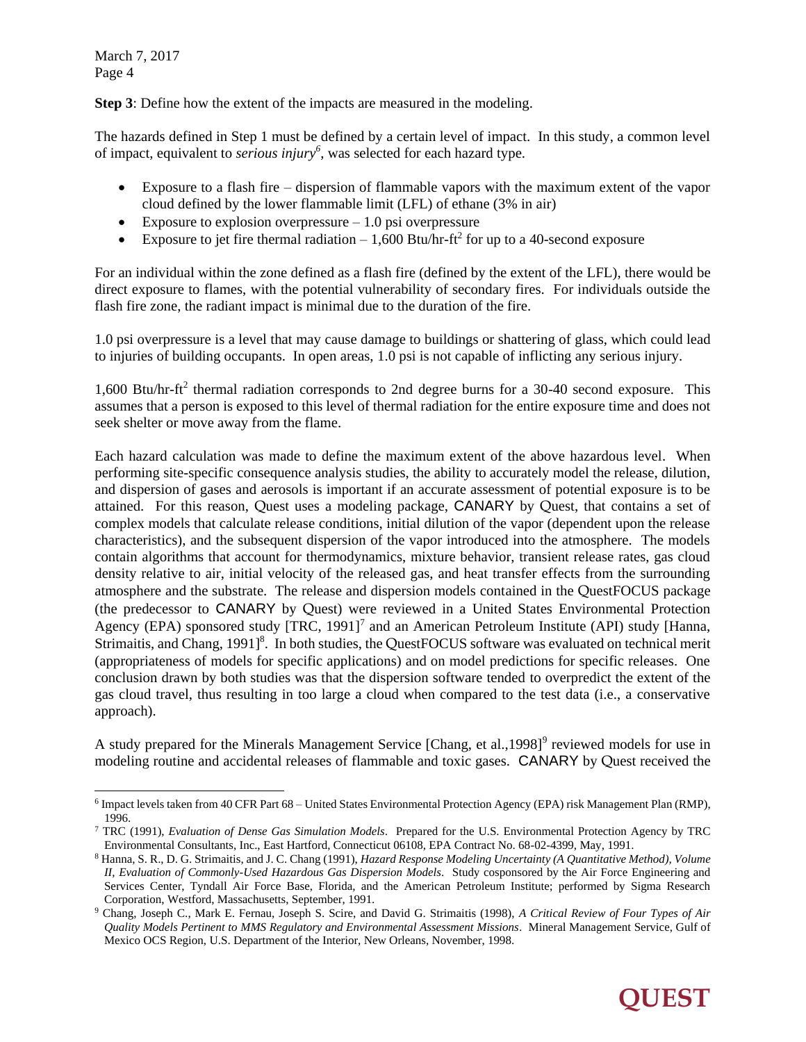**Step 3**: Define how the extent of the impacts are measured in the modeling.

The hazards defined in Step 1 must be defined by a certain level of impact. In this study, a common level of impact, equivalent to *serious injury*[6], was selected for each hazard type.

- Exposure to a flash fire – dispersion of flammable vapors with the maximum extent of the vapor cloud defined by the lower flammable limit (LFL) of ethane (3% in air)
- Exposure to explosion overpressure – 1.0 psi overpressure
- Exposure to jet fire thermal radiation – 1,600 Btu/hr-ft$^2$ for up to a 40-second exposure

For an individual within the zone defined as a flash fire (defined by the extent of the LFL), there would be direct exposure to flames, with the potential vulnerability of secondary fires. For individuals outside the flash fire zone, the radiant impact is minimal due to the duration of the fire.

1.0 psi overpressure is a level that may cause damage to buildings or shattering of glass, which could lead to injuries of building occupants. In open areas, 1.0 psi is not capable of inflicting any serious injury.

1,600 Btu/hr-ft$^2$ thermal radiation corresponds to 2nd degree burns for a 30-40 second exposure. This assumes that a person is exposed to this level of thermal radiation for the entire exposure time and does not seek shelter or move away from the flame.

Each hazard calculation was made to define the maximum extent of the above hazardous level. When performing site-specific consequence analysis studies, the ability to accurately model the release, dilution, and dispersion of gases and aerosols is important if an accurate assessment of potential exposure is to be attained. For this reason, Quest uses a modeling package, CANARY by Quest, that contains a set of complex models that calculate release conditions, initial dilution of the vapor (dependent upon the release characteristics), and the subsequent dispersion of the vapor introduced into the atmosphere. The models contain algorithms that account for thermodynamics, mixture behavior, transient release rates, gas cloud density relative to air, initial velocity of the released gas, and heat transfer effects from the surrounding atmosphere and the substrate. The release and dispersion models contained in the QuestFOCUS package (the predecessor to CANARY by Quest) were reviewed in a United States Environmental Protection Agency (EPA) sponsored study [TRC, 1991][7] and an American Petroleum Institute (API) study [Hanna, Strimaitis, and Chang, 1991][8]. In both studies, the QuestFOCUS software was evaluated on technical merit (appropriateness of models for specific applications) and on model predictions for specific releases. One conclusion drawn by both studies was that the dispersion software tended to overpredict the extent of the gas cloud travel, thus resulting in too large a cloud when compared to the test data (i.e., a conservative approach).

A study prepared for the Minerals Management Service [Chang, et al.,1998][9] reviewed models for use in modeling routine and accidental releases of flammable and toxic gases. CANARY by Quest received the

---

[6] Impact levels taken from 40 CFR Part 68 – United States Environmental Protection Agency (EPA) risk Management Plan (RMP), 1996.

[7] TRC (1991), *Evaluation of Dense Gas Simulation Models*. Prepared for the U.S. Environmental Protection Agency by TRC Environmental Consultants, Inc., East Hartford, Connecticut 06108, EPA Contract No. 68-02-4399, May, 1991.

[8] Hanna, S. R., D. G. Strimaitis, and J. C. Chang (1991), *Hazard Response Modeling Uncertainty (A Quantitative Method), Volume II, Evaluation of Commonly-Used Hazardous Gas Dispersion Models*. Study cosponsored by the Air Force Engineering and Services Center, Tyndall Air Force Base, Florida, and the American Petroleum Institute; performed by Sigma Research Corporation, Westford, Massachusetts, September, 1991.

[9] Chang, Joseph C., Mark E. Fernau, Joseph S. Scire, and David G. Strimaitis (1998), *A Critical Review of Four Types of Air Quality Models Pertinent to MMS Regulatory and Environmental Assessment Missions*. Mineral Management Service, Gulf of Mexico OCS Region, U.S. Department of the Interior, New Orleans, November, 1998.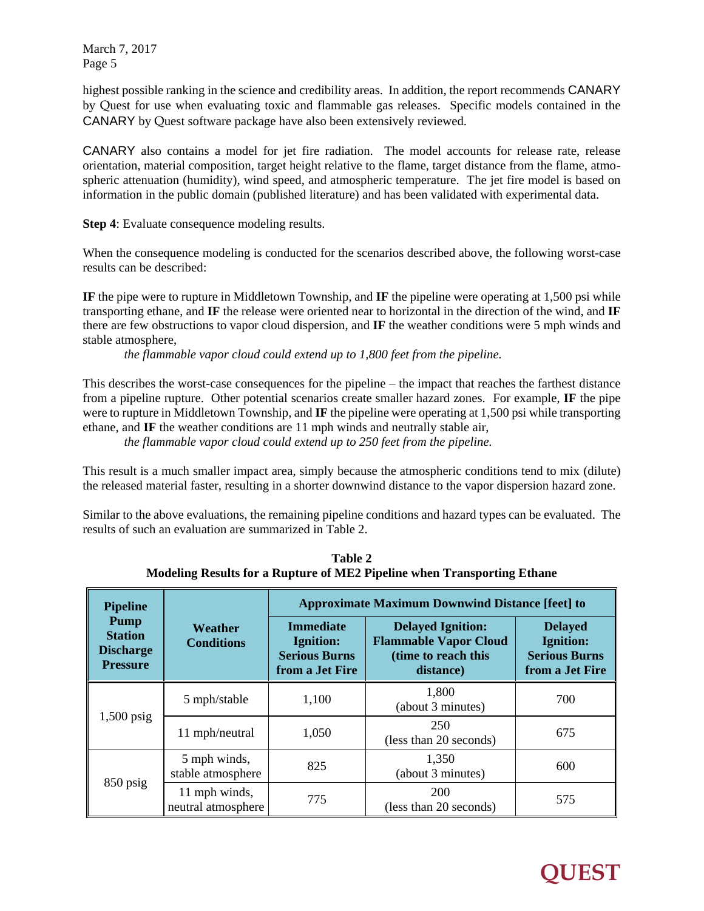highest possible ranking in the science and credibility areas. In addition, the report recommends CANARY by Quest for use when evaluating toxic and flammable gas releases. Specific models contained in the CANARY by Quest software package have also been extensively reviewed.

CANARY also contains a model for jet fire radiation. The model accounts for release rate, release orientation, material composition, target height relative to the flame, target distance from the flame, atmospheric attenuation (humidity), wind speed, and atmospheric temperature. The jet fire model is based on information in the public domain (published literature) and has been validated with experimental data.

**Step 4**: Evaluate consequence modeling results.

When the consequence modeling is conducted for the scenarios described above, the following worst-case results can be described:

**IF** the pipe were to rupture in Middletown Township, and **IF** the pipeline were operating at 1,500 psi while transporting ethane, and **IF** the release were oriented near to horizontal in the direction of the wind, and **IF** there are few obstructions to vapor cloud dispersion, and **IF** the weather conditions were 5 mph winds and stable atmosphere,

*the flammable vapor cloud could extend up to 1,800 feet from the pipeline.*

This describes the worst-case consequences for the pipeline – the impact that reaches the farthest distance from a pipeline rupture. Other potential scenarios create smaller hazard zones. For example, **IF** the pipe were to rupture in Middletown Township, and **IF** the pipeline were operating at 1,500 psi while transporting ethane, and **IF** the weather conditions are 11 mph winds and neutrally stable air,

*the flammable vapor cloud could extend up to 250 feet from the pipeline.*

This result is a much smaller impact area, simply because the atmospheric conditions tend to mix (dilute) the released material faster, resulting in a shorter downwind distance to the vapor dispersion hazard zone.

Similar to the above evaluations, the remaining pipeline conditions and hazard types can be evaluated. The results of such an evaluation are summarized in Table 2.

**Table 2**
**Modeling Results for a Rupture of ME2 Pipeline when Transporting Ethane**

| Pipeline Pump Station Discharge Pressure | Weather Conditions | Approximate Maximum Downwind Distance [feet] to | | |
|---|---|---|---|---|
| | | Immediate Ignition: Serious Burns from a Jet Fire | Delayed Ignition: Flammable Vapor Cloud (time to reach this distance) | Delayed Ignition: Serious Burns from a Jet Fire |
| 1,500 psig | 5 mph/stable | 1,100 | 1,800 (about 3 minutes) | 700 |
| | 11 mph/neutral | 1,050 | 250 (less than 20 seconds) | 675 |
| 850 psig | 5 mph winds, stable atmosphere | 825 | 1,350 (about 3 minutes) | 600 |
| | 11 mph winds, neutral atmosphere | 775 | 200 (less than 20 seconds) | 575 |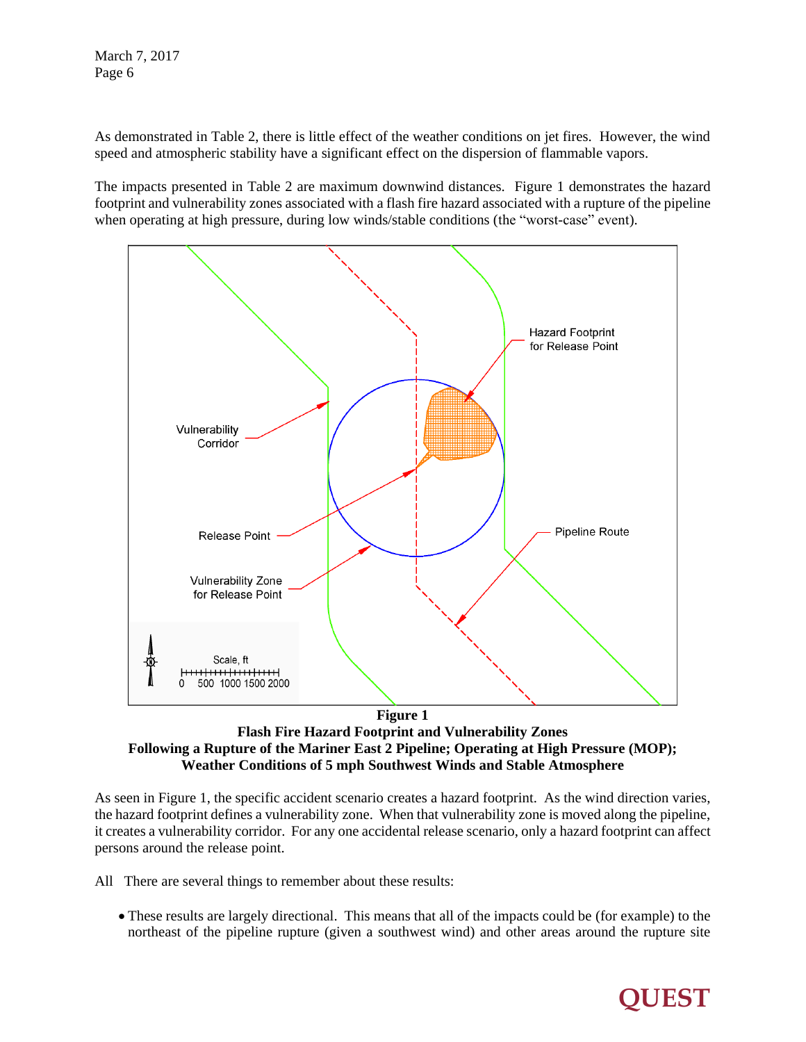As demonstrated in Table 2, there is little effect of the weather conditions on jet fires. However, the wind speed and atmospheric stability have a significant effect on the dispersion of flammable vapors.

The impacts presented in Table 2 are maximum downwind distances. Figure 1 demonstrates the hazard footprint and vulnerability zones associated with a flash fire hazard associated with a rupture of the pipeline when operating at high pressure, during low winds/stable conditions (the "worst-case" event).

**Figure 1**
**Flash Fire Hazard Footprint and Vulnerability Zones**
**Following a Rupture of the Mariner East 2 Pipeline; Operating at High Pressure (MOP);**
**Weather Conditions of 5 mph Southwest Winds and Stable Atmosphere**

As seen in Figure 1, the specific accident scenario creates a hazard footprint. As the wind direction varies, the hazard footprint defines a vulnerability zone. When that vulnerability zone is moved along the pipeline, it creates a vulnerability corridor. For any one accidental release scenario, only a hazard footprint can affect persons around the release point.

All There are several things to remember about these results:

- These results are largely directional. This means that all of the impacts could be (for example) to the northeast of the pipeline rupture (given a southwest wind) and other areas around the rupture site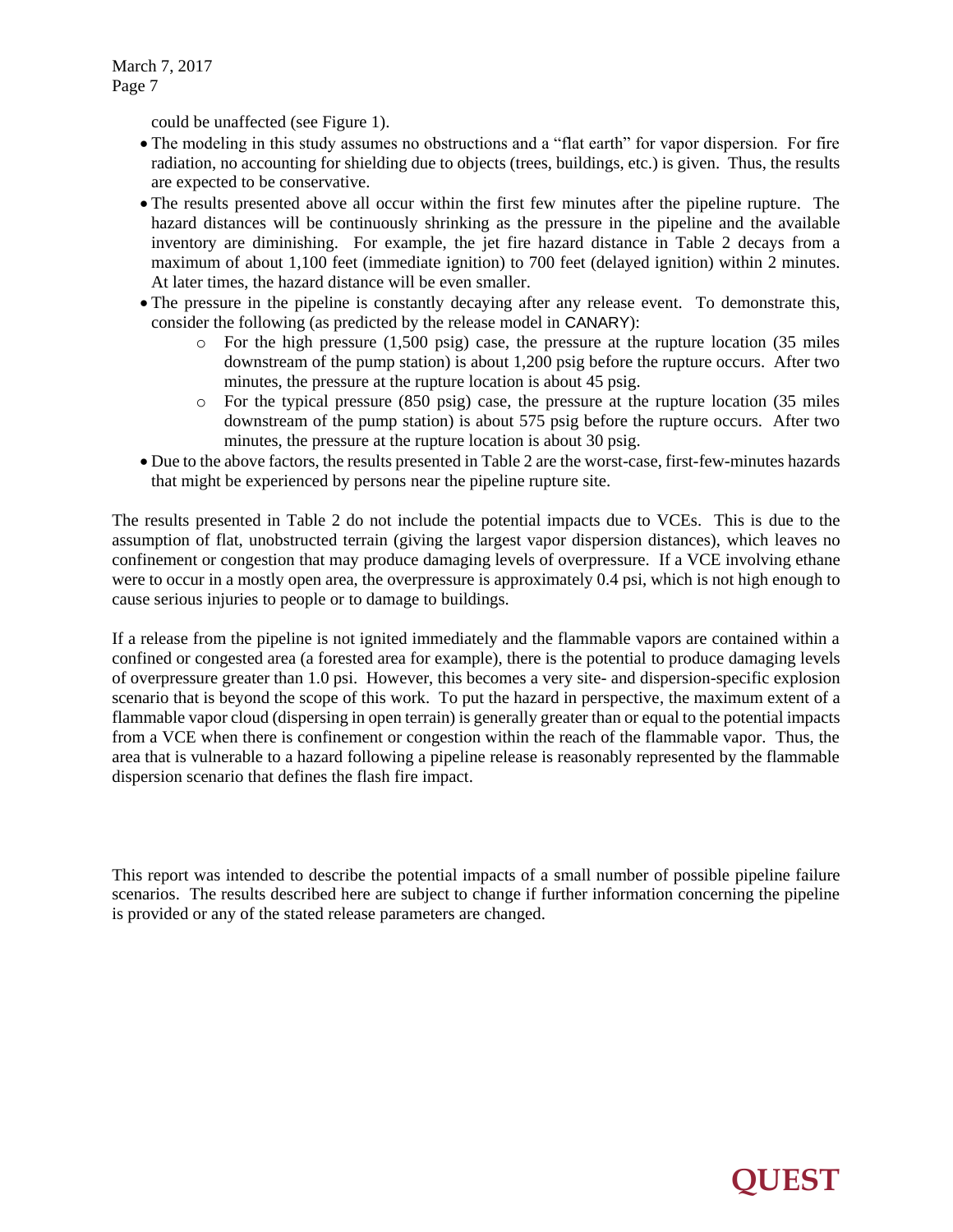could be unaffected (see Figure 1).

- The modeling in this study assumes no obstructions and a "flat earth" for vapor dispersion. For fire radiation, no accounting for shielding due to objects (trees, buildings, etc.) is given. Thus, the results are expected to be conservative.
- The results presented above all occur within the first few minutes after the pipeline rupture. The hazard distances will be continuously shrinking as the pressure in the pipeline and the available inventory are diminishing. For example, the jet fire hazard distance in Table 2 decays from a maximum of about 1,100 feet (immediate ignition) to 700 feet (delayed ignition) within 2 minutes. At later times, the hazard distance will be even smaller.
- The pressure in the pipeline is constantly decaying after any release event. To demonstrate this, consider the following (as predicted by the release model in CANARY):
    - For the high pressure (1,500 psig) case, the pressure at the rupture location (35 miles downstream of the pump station) is about 1,200 psig before the rupture occurs. After two minutes, the pressure at the rupture location is about 45 psig.
    - For the typical pressure (850 psig) case, the pressure at the rupture location (35 miles downstream of the pump station) is about 575 psig before the rupture occurs. After two minutes, the pressure at the rupture location is about 30 psig.
- Due to the above factors, the results presented in Table 2 are the worst-case, first-few-minutes hazards that might be experienced by persons near the pipeline rupture site.

The results presented in Table 2 do not include the potential impacts due to VCEs. This is due to the assumption of flat, unobstructed terrain (giving the largest vapor dispersion distances), which leaves no confinement or congestion that may produce damaging levels of overpressure. If a VCE involving ethane were to occur in a mostly open area, the overpressure is approximately 0.4 psi, which is not high enough to cause serious injuries to people or to damage to buildings.

If a release from the pipeline is not ignited immediately and the flammable vapors are contained within a confined or congested area (a forested area for example), there is the potential to produce damaging levels of overpressure greater than 1.0 psi. However, this becomes a very site- and dispersion-specific explosion scenario that is beyond the scope of this work. To put the hazard in perspective, the maximum extent of a flammable vapor cloud (dispersing in open terrain) is generally greater than or equal to the potential impacts from a VCE when there is confinement or congestion within the reach of the flammable vapor. Thus, the area that is vulnerable to a hazard following a pipeline release is reasonably represented by the flammable dispersion scenario that defines the flash fire impact.

This report was intended to describe the potential impacts of a small number of possible pipeline failure scenarios. The results described here are subject to change if further information concerning the pipeline is provided or any of the stated release parameters are changed.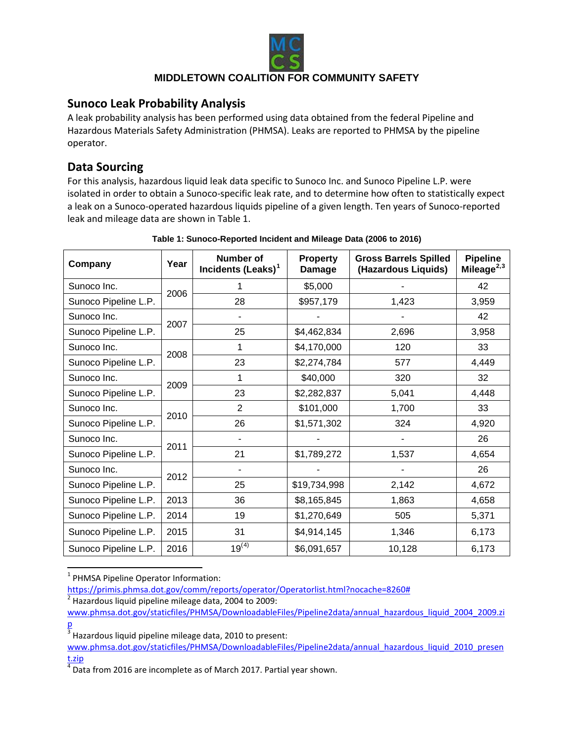MIDDLETOWN COALITION FOR COMMUNITY SAFETY

## Sunoco Leak Probability Analysis

A leak probability analysis has been performed using data obtained from the federal Pipeline and Hazardous Materials Safety Administration (PHMSA). Leaks are reported to PHMSA by the pipeline operator.

## Data Sourcing

For this analysis, hazardous liquid leak data specific to Sunoco Inc. and Sunoco Pipeline L.P. were isolated in order to obtain a Sunoco-specific leak rate, and to determine how often to statistically expect a leak on a Sunoco-operated hazardous liquids pipeline of a given length. Ten years of Sunoco-reported leak and mileage data are shown in Table 1.

**Table 1: Sunoco-Reported Incident and Mileage Data (2006 to 2016)**

| Company | Year | Number of Incidents (Leaks)[1] | Property Damage | Gross Barrels Spilled (Hazardous Liquids) | Pipeline Mileage[2,3] |
|---|---|---|---|---|---|
| Sunoco Inc. | 2006 | 1 | $5,000 | - | 42 |
| Sunoco Pipeline L.P. | | 28 | $957,179 | 1,423 | 3,959 |
| Sunoco Inc. | 2007 | - | - | - | 42 |
| Sunoco Pipeline L.P. | | 25 | $4,462,834 | 2,696 | 3,958 |
| Sunoco Inc. | 2008 | 1 | $4,170,000 | 120 | 33 |
| Sunoco Pipeline L.P. | | 23 | $2,274,784 | 577 | 4,449 |
| Sunoco Inc. | 2009 | 1 | $40,000 | 320 | 32 |
| Sunoco Pipeline L.P. | | 23 | $2,282,837 | 5,041 | 4,448 |
| Sunoco Inc. | 2010 | 2 | $101,000 | 1,700 | 33 |
| Sunoco Pipeline L.P. | | 26 | $1,571,302 | 324 | 4,920 |
| Sunoco Inc. | 2011 | - | - | - | 26 |
| Sunoco Pipeline L.P. | | 21 | $1,789,272 | 1,537 | 4,654 |
| Sunoco Inc. | 2012 | - | - | - | 26 |
| Sunoco Pipeline L.P. | | 25 | $19,734,998 | 2,142 | 4,672 |
| Sunoco Pipeline L.P. | 2013 | 36 | $8,165,845 | 1,863 | 4,658 |
| Sunoco Pipeline L.P. | 2014 | 19 | $1,270,649 | 505 | 5,371 |
| Sunoco Pipeline L.P. | 2015 | 31 | $4,914,145 | 1,346 | 6,173 |
| Sunoco Pipeline L.P. | 2016 | 19[(4)] | $6,091,657 | 10,128 | 6,173 |

[1] PHMSA Pipeline Operator Information: https://primis.phmsa.dot.gov/comm/reports/operator/Operatorlist.html?nocache=8260#

[2] Hazardous liquid pipeline mileage data, 2004 to 2009: www.phmsa.dot.gov/staticfiles/PHMSA/DownloadableFiles/Pipeline2data/annual_hazardous_liquid_2004_2009.zip

[3] Hazardous liquid pipeline mileage data, 2010 to present: www.phmsa.dot.gov/staticfiles/PHMSA/DownloadableFiles/Pipeline2data/annual_hazardous_liquid_2010_present.zip

[4] Data from 2016 are incomplete as of March 2017. Partial year shown.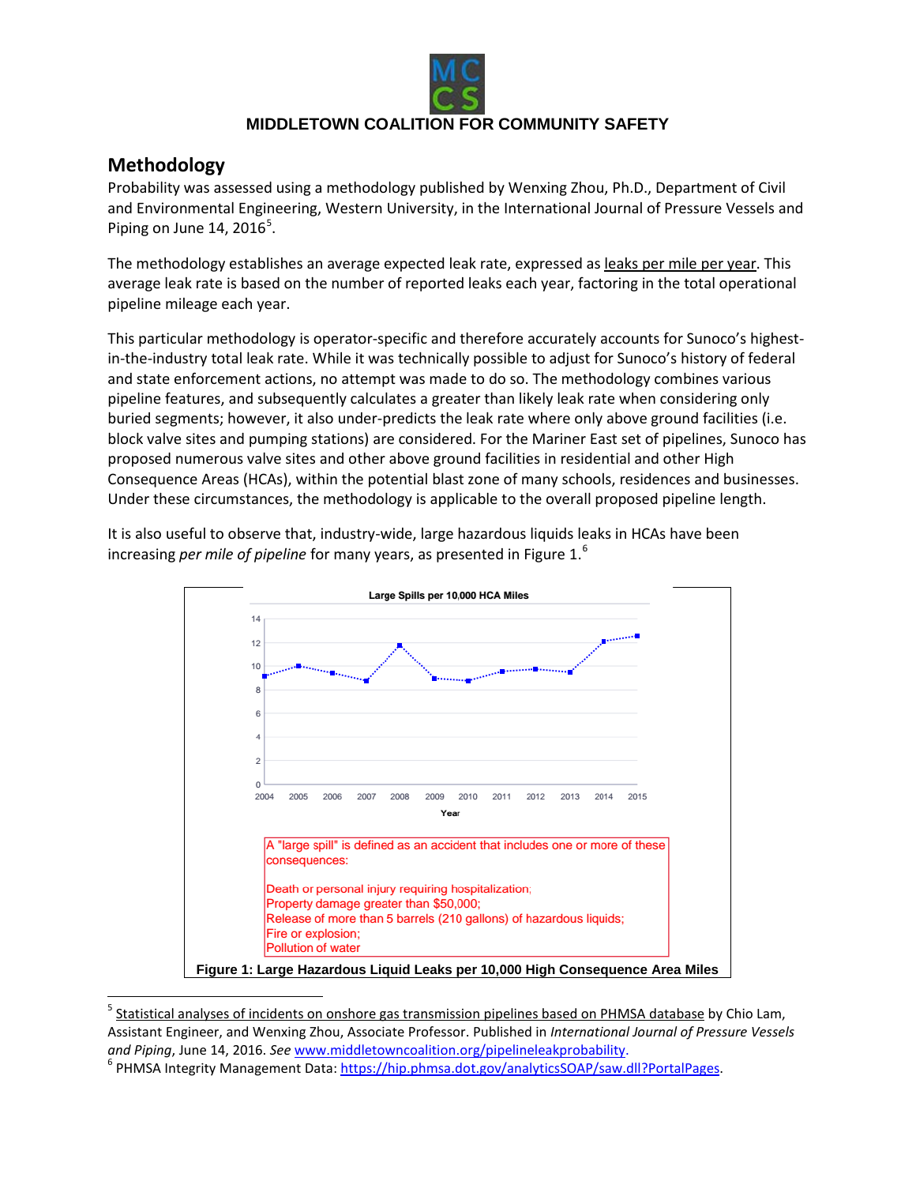**MIDDLETOWN COALITION FOR COMMUNITY SAFETY**

## Methodology

Probability was assessed using a methodology published by Wenxing Zhou, Ph.D., Department of Civil and Environmental Engineering, Western University, in the International Journal of Pressure Vessels and Piping on June 14, 2016[5].

The methodology establishes an average expected leak rate, expressed as leaks per mile per year. This average leak rate is based on the number of reported leaks each year, factoring in the total operational pipeline mileage each year.

This particular methodology is operator-specific and therefore accurately accounts for Sunoco's highest-in-the-industry total leak rate. While it was technically possible to adjust for Sunoco's history of federal and state enforcement actions, no attempt was made to do so. The methodology combines various pipeline features, and subsequently calculates a greater than likely leak rate when considering only buried segments; however, it also under-predicts the leak rate where only above ground facilities (i.e. block valve sites and pumping stations) are considered. For the Mariner East set of pipelines, Sunoco has proposed numerous valve sites and other above ground facilities in residential and other High Consequence Areas (HCAs), within the potential blast zone of many schools, residences and businesses. Under these circumstances, the methodology is applicable to the overall proposed pipeline length.

It is also useful to observe that, industry-wide, large hazardous liquids leaks in HCAs have been increasing *per mile of pipeline* for many years, as presented in Figure 1.[6]

Large Spills per 10,000 HCA Miles

A "large spill" is defined as an accident that includes one or more of these consequences:

Death or personal injury requiring hospitalization;
Property damage greater than $50,000;
Release of more than 5 barrels (210 gallons) of hazardous liquids;
Fire or explosion;
Pollution of water

**Figure 1: Large Hazardous Liquid Leaks per 10,000 High Consequence Area Miles**

---

[5] Statistical analyses of incidents on onshore gas transmission pipelines based on PHMSA database by Chio Lam, Assistant Engineer, and Wenxing Zhou, Associate Professor. Published in *International Journal of Pressure Vessels and Piping*, June 14, 2016. *See* www.middletowncoalition.org/pipelineleakprobability.

[6] PHMSA Integrity Management Data: https://hip.phmsa.dot.gov/analyticsSOAP/saw.dll?PortalPages.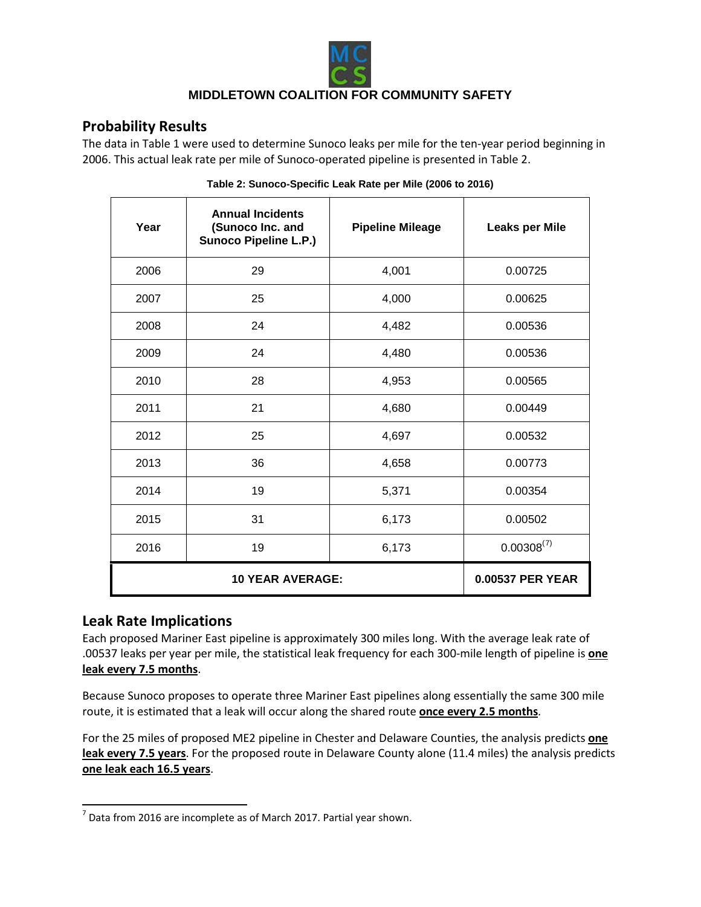MIDDLETOWN COALITION FOR COMMUNITY SAFETY

## Probability Results

The data in Table 1 were used to determine Sunoco leaks per mile for the ten-year period beginning in 2006. This actual leak rate per mile of Sunoco-operated pipeline is presented in Table 2.

**Table 2: Sunoco-Specific Leak Rate per Mile (2006 to 2016)**

| Year | Annual Incidents (Sunoco Inc. and Sunoco Pipeline L.P.) | Pipeline Mileage | Leaks per Mile |
|---|---|---|---|
| 2006 | 29 | 4,001 | 0.00725 |
| 2007 | 25 | 4,000 | 0.00625 |
| 2008 | 24 | 4,482 | 0.00536 |
| 2009 | 24 | 4,480 | 0.00536 |
| 2010 | 28 | 4,953 | 0.00565 |
| 2011 | 21 | 4,680 | 0.00449 |
| 2012 | 25 | 4,697 | 0.00532 |
| 2013 | 36 | 4,658 | 0.00773 |
| 2014 | 19 | 5,371 | 0.00354 |
| 2015 | 31 | 6,173 | 0.00502 |
| 2016 | 19 | 6,173 | 0.00308[7] |
| **10 YEAR AVERAGE:** | | | **0.00537 PER YEAR** |

## Leak Rate Implications

Each proposed Mariner East pipeline is approximately 300 miles long. With the average leak rate of .00537 leaks per year per mile, the statistical leak frequency for each 300-mile length of pipeline is **one leak every 7.5 months**.

Because Sunoco proposes to operate three Mariner East pipelines along essentially the same 300 mile route, it is estimated that a leak will occur along the shared route **once every 2.5 months**.

For the 25 miles of proposed ME2 pipeline in Chester and Delaware Counties, the analysis predicts **one leak every 7.5 years**. For the proposed route in Delaware County alone (11.4 miles) the analysis predicts **one leak each 16.5 years**.

[7] Data from 2016 are incomplete as of March 2017. Partial year shown.